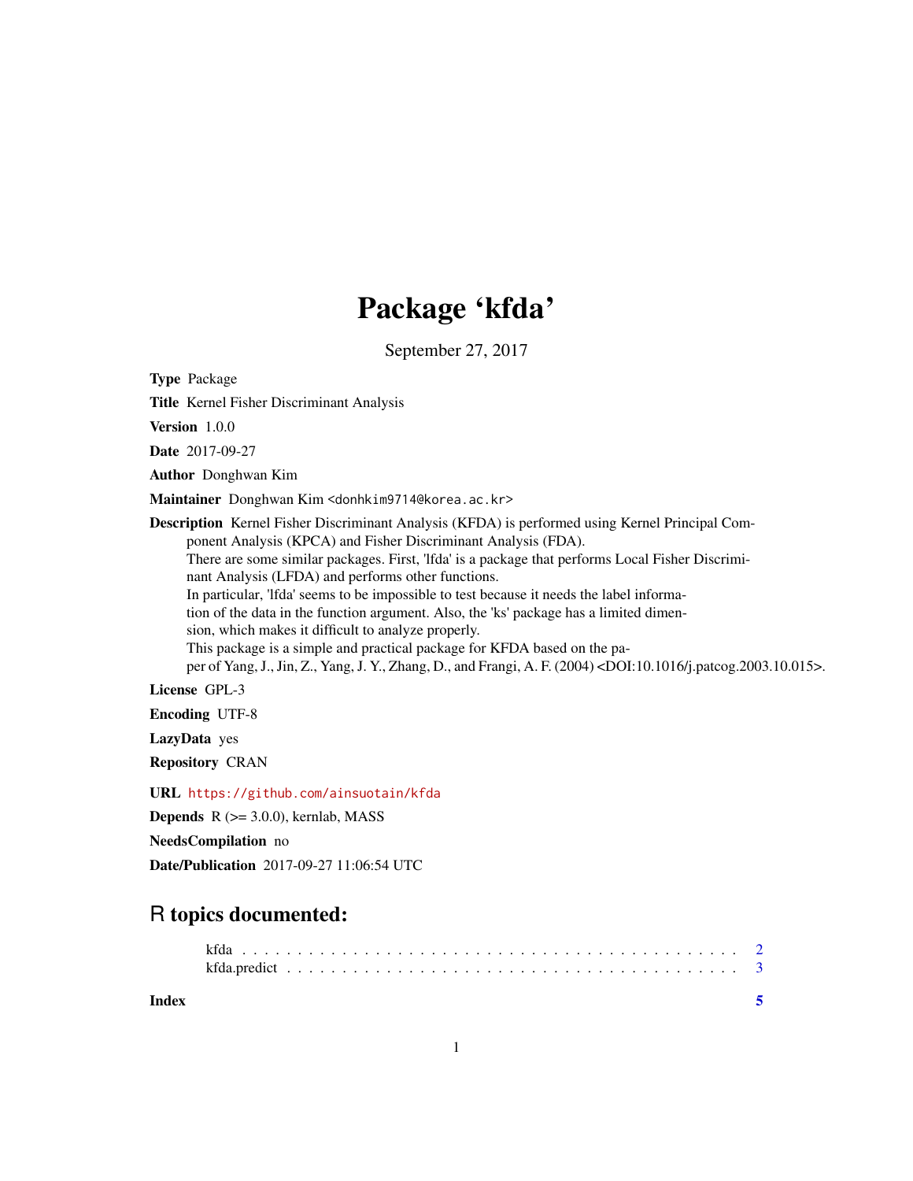# Package 'kfda'

September 27, 2017

**Type** Package

**Title** Kernel Fisher Discriminant Analysis

**Version** 1.0.0

**Date** 2017-09-27

**Author** Donghwan Kim

**Maintainer** Donghwan Kim <donhkim9714@korea.ac.kr>

**Description** Kernel Fisher Discriminant Analysis (KFDA) is performed using Kernel Principal Component Analysis (KPCA) and Fisher Discriminant Analysis (FDA).
There are some similar packages. First, 'lfda' is a package that performs Local Fisher Discriminant Analysis (LFDA) and performs other functions.
In particular, 'lfda' seems to be impossible to test because it needs the label information of the data in the function argument. Also, the 'ks' package has a limited dimension, which makes it difficult to analyze properly.
This package is a simple and practical package for KFDA based on the paper of Yang, J., Jin, Z., Yang, J. Y., Zhang, D., and Frangi, A. F. (2004) <DOI:10.1016/j.patcog.2003.10.015>.

**License** GPL-3

**Encoding** UTF-8

**LazyData** yes

**Repository** CRAN

**URL** https://github.com/ainsuotain/kfda

**Depends** R (>= 3.0.0), kernlab, MASS

**NeedsCompilation** no

**Date/Publication** 2017-09-27 11:06:54 UTC

## R topics documented:

- kfda . . . . . . . . . . . . . . . . . . . . . . . . . . . . . . . . . . . . . . . . . . 2
- kfda.predict . . . . . . . . . . . . . . . . . . . . . . . . . . . . . . . . . . . . . . 3

**Index** **5**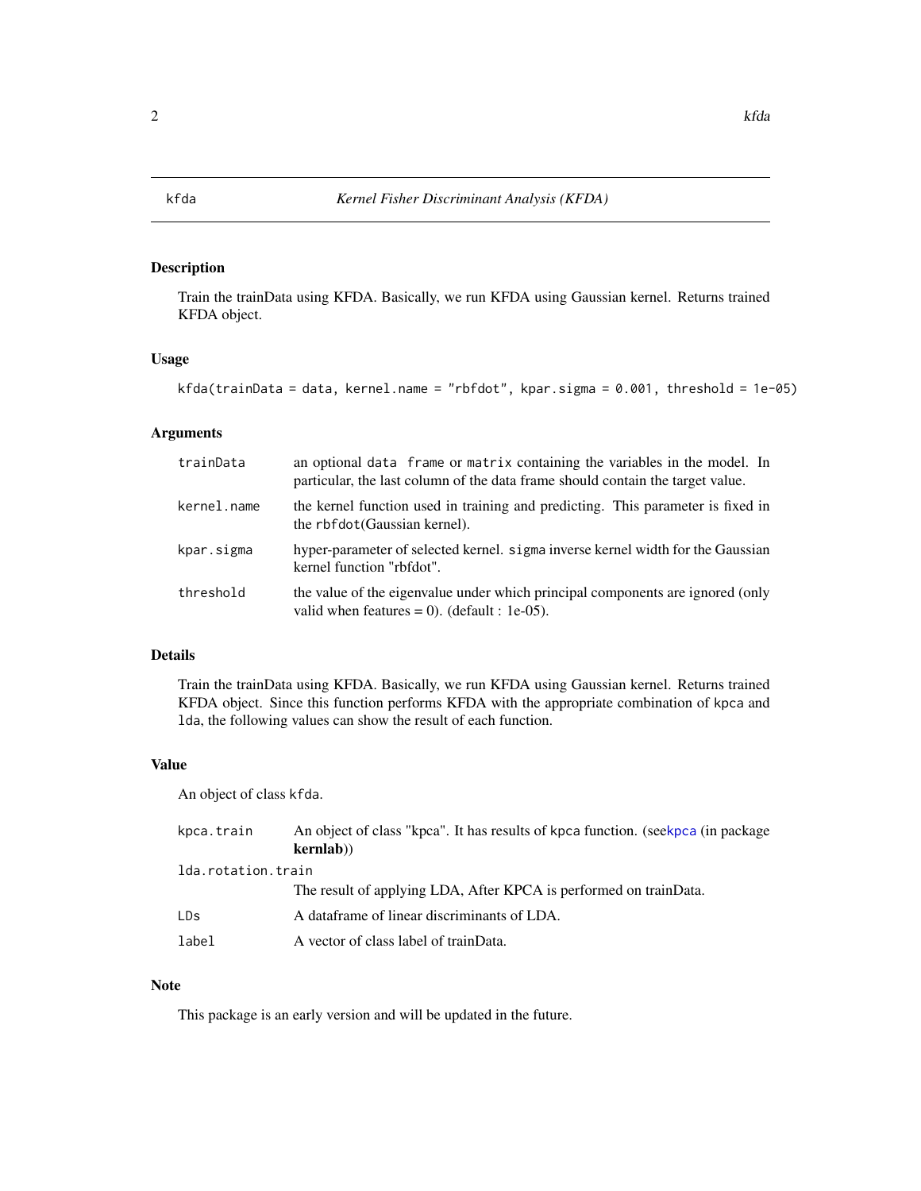# kfda — *Kernel Fisher Discriminant Analysis (KFDA)*

## Description

Train the trainData using KFDA. Basically, we run KFDA using Gaussian kernel. Returns trained KFDA object.

## Usage

```
kfda(trainData = data, kernel.name = "rbfdot", kpar.sigma = 0.001, threshold = 1e-05)
```

## Arguments

| | |
|---|---|
| `trainData` | an optional `data frame` or `matrix` containing the variables in the model. In particular, the last column of the data frame should contain the target value. |
| `kernel.name` | the kernel function used in training and predicting. This parameter is fixed in the `rbfdot`(Gaussian kernel). |
| `kpar.sigma` | hyper-parameter of selected kernel. `sigma` inverse kernel width for the Gaussian kernel function "rbfdot". |
| `threshold` | the value of the eigenvalue under which principal components are ignored (only valid when features = 0). (default : 1e-05). |

## Details

Train the trainData using KFDA. Basically, we run KFDA using Gaussian kernel. Returns trained KFDA object. Since this function performs KFDA with the appropriate combination of `kpca` and `lda`, the following values can show the result of each function.

## Value

An object of class `kfda`.

| | |
|---|---|
| `kpca.train` | An object of class "kpca". It has results of `kpca` function. (see`kpca` (in package **kernlab**)) |
| `lda.rotation.train` | The result of applying LDA, After KPCA is performed on trainData. |
| `LDs` | A dataframe of linear discriminants of LDA. |
| `label` | A vector of class label of trainData. |

## Note

This package is an early version and will be updated in the future.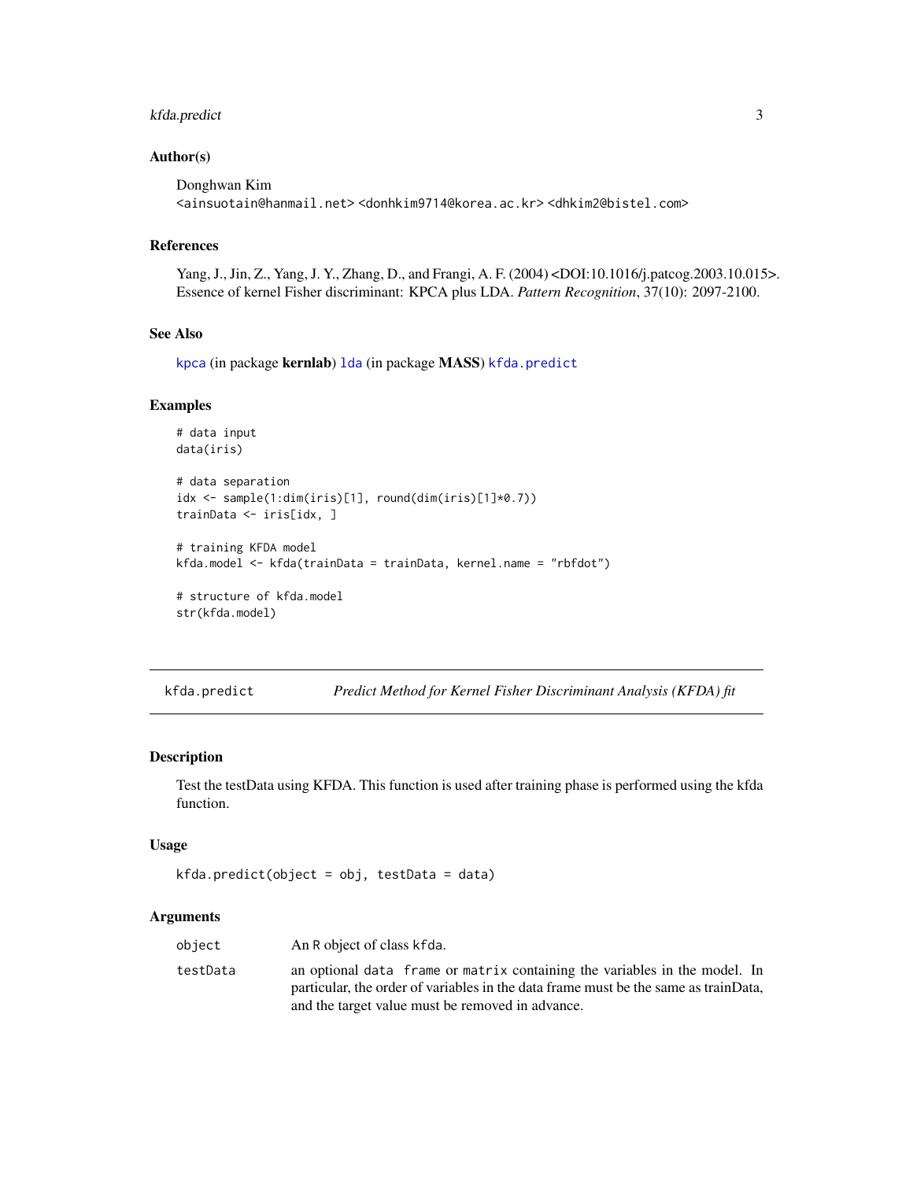## Author(s)

Donghwan Kim
<ainsuotain@hanmail.net> <donhkim9714@korea.ac.kr> <dhkim2@bistel.com>

## References

Yang, J., Jin, Z., Yang, J. Y., Zhang, D., and Frangi, A. F. (2004) <DOI:10.1016/j.patcog.2003.10.015>. Essence of kernel Fisher discriminant: KPCA plus LDA. *Pattern Recognition*, 37(10): 2097-2100.

## See Also

`kpca` (in package **kernlab**) `lda` (in package **MASS**) `kfda.predict`

## Examples

```
# data input
data(iris)

# data separation
idx <- sample(1:dim(iris)[1], round(dim(iris)[1]*0.7))
trainData <- iris[idx, ]

# training KFDA model
kfda.model <- kfda(trainData = trainData, kernel.name = "rbfdot")

# structure of kfda.model
str(kfda.model)
```

---

# kfda.predict — *Predict Method for Kernel Fisher Discriminant Analysis (KFDA) fit*

## Description

Test the testData using KFDA. This function is used after training phase is performed using the kfda function.

## Usage

```
kfda.predict(object = obj, testData = data)
```

## Arguments

| | |
|---|---|
| `object` | An R object of class `kfda`. |
| `testData` | an optional `data frame` or `matrix` containing the variables in the model. In particular, the order of variables in the data frame must be the same as trainData, and the target value must be removed in advance. |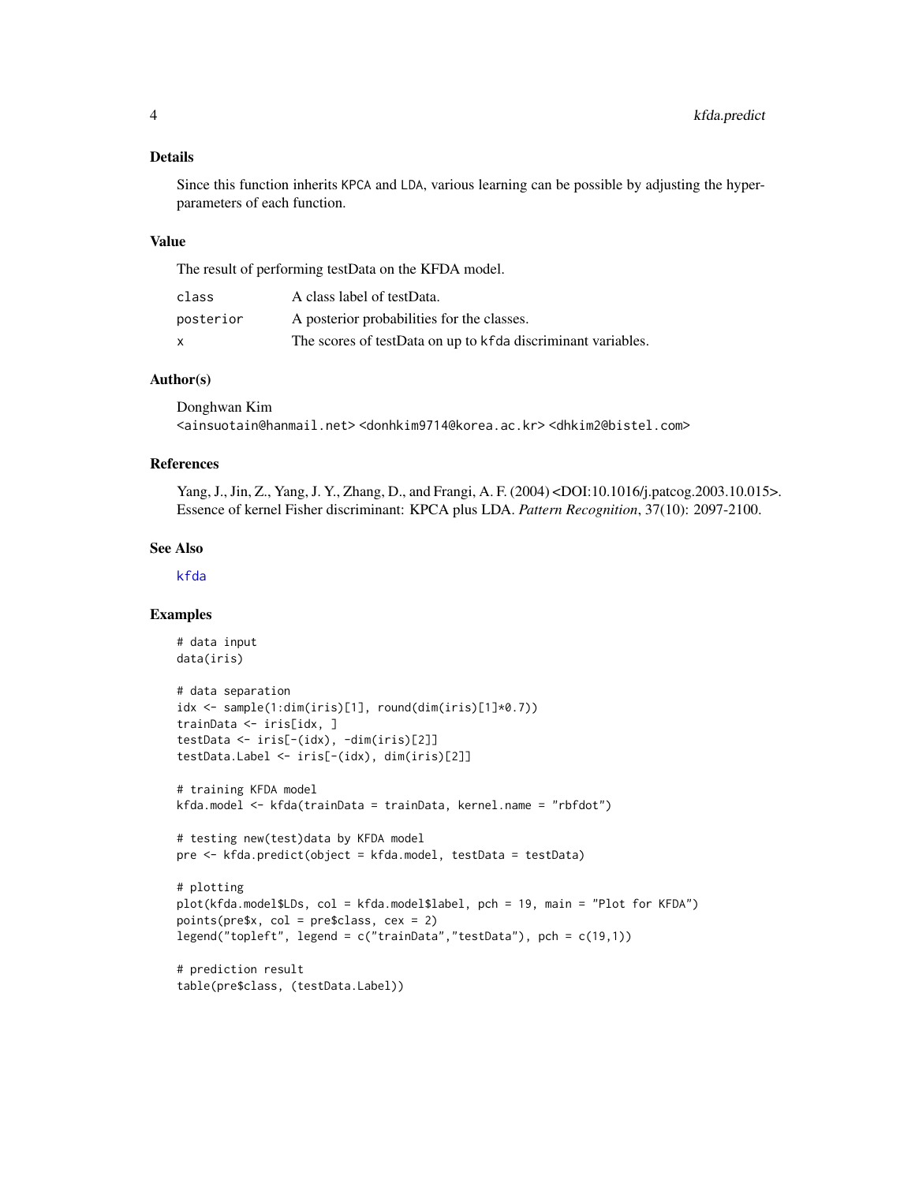## Details

Since this function inherits KPCA and LDA, various learning can be possible by adjusting the hyper-parameters of each function.

## Value

The result of performing testData on the KFDA model.

| | |
|---|---|
| class | A class label of testData. |
| posterior | A posterior probabilities for the classes. |
| x | The scores of testData on up to kfda discriminant variables. |

## Author(s)

Donghwan Kim
<ainsuotain@hanmail.net> <donhkim9714@korea.ac.kr> <dhkim2@bistel.com>

## References

Yang, J., Jin, Z., Yang, J. Y., Zhang, D., and Frangi, A. F. (2004) <DOI:10.1016/j.patcog.2003.10.015>. Essence of kernel Fisher discriminant: KPCA plus LDA. *Pattern Recognition*, 37(10): 2097-2100.

## See Also

kfda

## Examples

```
# data input
data(iris)

# data separation
idx <- sample(1:dim(iris)[1], round(dim(iris)[1]*0.7))
trainData <- iris[idx, ]
testData <- iris[-(idx), -dim(iris)[2]]
testData.Label <- iris[-(idx), dim(iris)[2]]

# training KFDA model
kfda.model <- kfda(trainData = trainData, kernel.name = "rbfdot")

# testing new(test)data by KFDA model
pre <- kfda.predict(object = kfda.model, testData = testData)

# plotting
plot(kfda.model$LDs, col = kfda.model$label, pch = 19, main = "Plot for KFDA")
points(pre$x, col = pre$class, cex = 2)
legend("topleft", legend = c("trainData","testData"), pch = c(19,1))

# prediction result
table(pre$class, (testData.Label))
```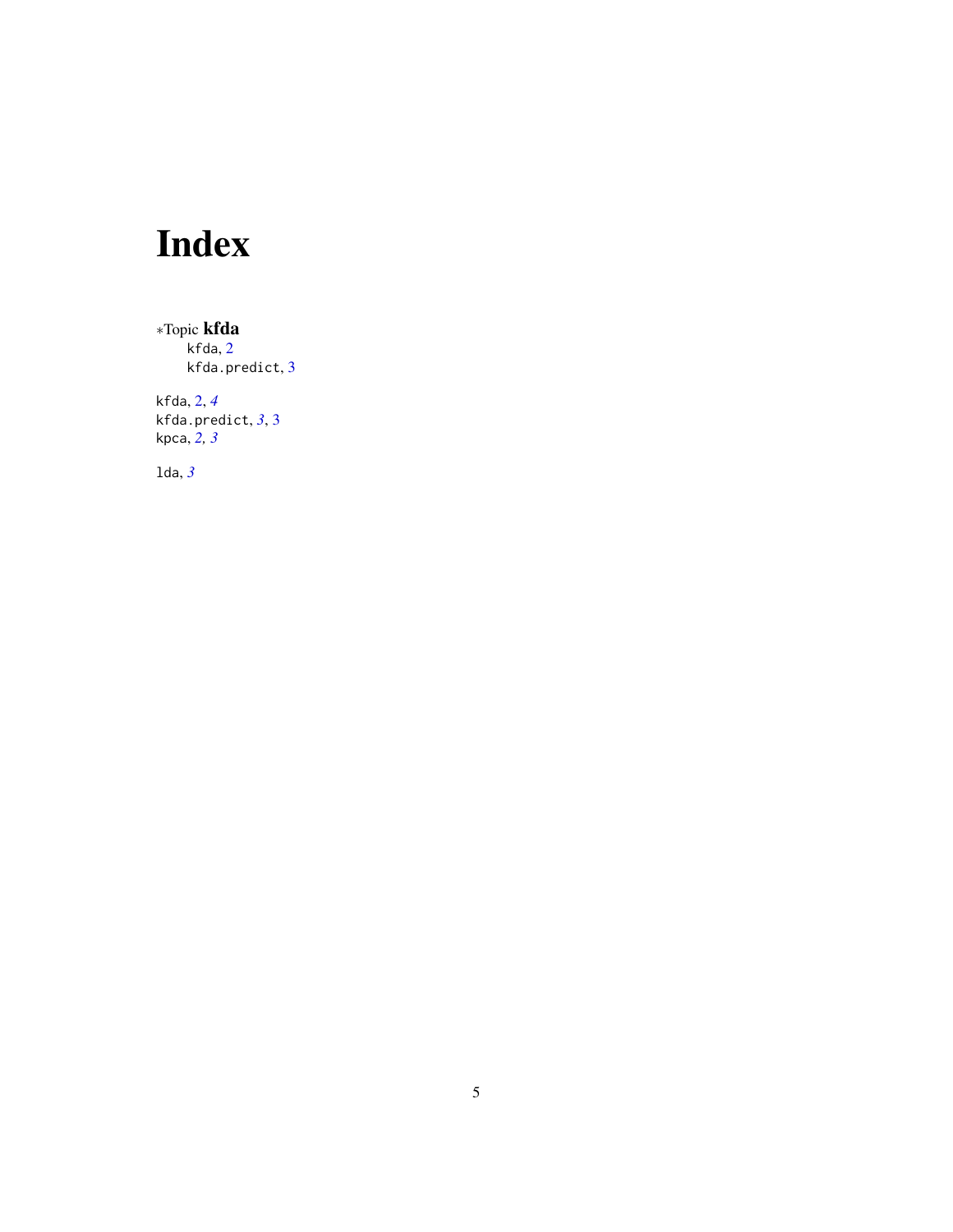# Index

*Topic **kfda**
    kfda, 2
    kfda.predict, 3

kfda, 2, *4*
kfda.predict, *3*, 3
kpca, *2, 3*

lda, *3*